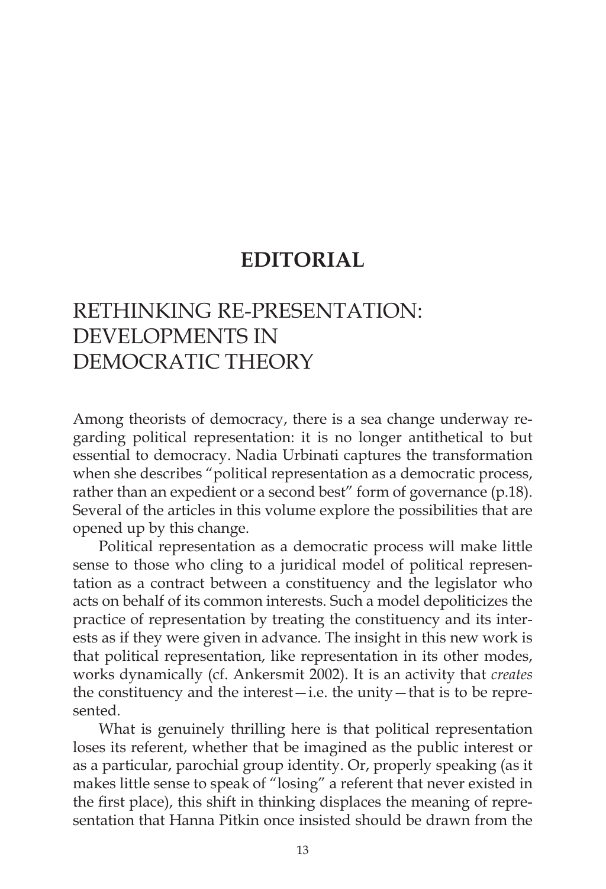# EDITORIAL

## RETHINKING RE-PRESENTATION: DEVELOPMENTS IN DEMOCRATIC THEORY

Among theorists of democracy, there is a sea change underway regarding political representation: it is no longer antithetical to but essential to democracy. Nadia Urbinati captures the transformation when she describes "political representation as a democratic process, rather than an expedient or a second best" form of governance (p.18). Several of the articles in this volume explore the possibilities that are opened up by this change.

Political representation as a democratic process will make little sense to those who cling to a juridical model of political representation as a contract between a constituency and the legislator who acts on behalf of its common interests. Such a model depoliticizes the practice of representation by treating the constituency and its interests as if they were given in advance. The insight in this new work is that political representation, like representation in its other modes, works dynamically (cf. Ankersmit 2002). It is an activity that *creates* the constituency and the interest—i.e. the unity—that is to be represented.

What is genuinely thrilling here is that political representation loses its referent, whether that be imagined as the public interest or as a particular, parochial group identity. Or, properly speaking (as it makes little sense to speak of "losing" a referent that never existed in the first place), this shift in thinking displaces the meaning of representation that Hanna Pitkin once insisted should be drawn from the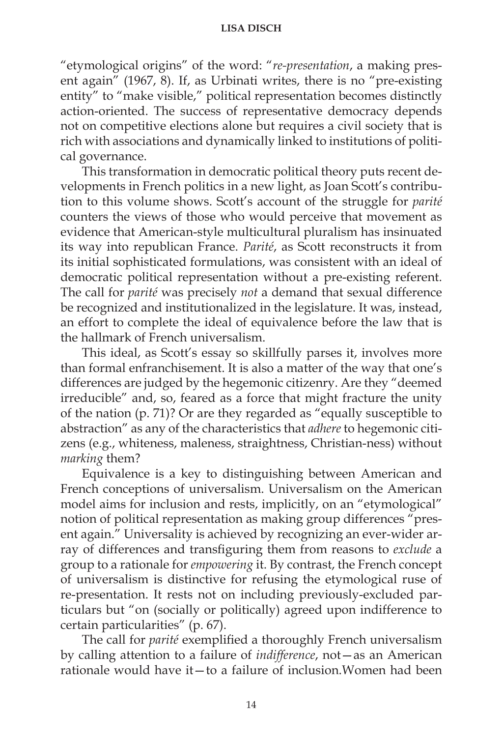"etymological origins" of the word: "*re-presentation*, a making present again" (1967, 8). If, as Urbinati writes, there is no "pre-existing entity" to "make visible," political representation becomes distinctly action-oriented. The success of representative democracy depends not on competitive elections alone but requires a civil society that is rich with associations and dynamically linked to institutions of political governance.

This transformation in democratic political theory puts recent developments in French politics in a new light, as Joan Scott's contribution to this volume shows. Scott's account of the struggle for *parité* counters the views of those who would perceive that movement as evidence that American-style multicultural pluralism has insinuated its way into republican France. *Parité*, as Scott reconstructs it from its initial sophisticated formulations, was consistent with an ideal of democratic political representation without a pre-existing referent. The call for *parité* was precisely *not* a demand that sexual difference be recognized and institutionalized in the legislature. It was, instead, an effort to complete the ideal of equivalence before the law that is the hallmark of French universalism.

This ideal, as Scott's essay so skillfully parses it, involves more than formal enfranchisement. It is also a matter of the way that one's differences are judged by the hegemonic citizenry. Are they "deemed irreducible" and, so, feared as a force that might fracture the unity of the nation (p. 71)? Or are they regarded as "equally susceptible to abstraction" as any of the characteristics that *adhere* to hegemonic citizens (e.g., whiteness, maleness, straightness, Christian-ness) without *marking* them?

Equivalence is a key to distinguishing between American and French conceptions of universalism. Universalism on the American model aims for inclusion and rests, implicitly, on an "etymological" notion of political representation as making group differences "present again." Universality is achieved by recognizing an ever-wider array of differences and transfiguring them from reasons to *exclude* a group to a rationale for *empowering* it. By contrast, the French concept of universalism is distinctive for refusing the etymological ruse of re-presentation. It rests not on including previously-excluded particulars but "on (socially or politically) agreed upon indifference to certain particularities" (p. 67).

The call for *parité* exemplified a thoroughly French universalism by calling attention to a failure of *indifference*, not—as an American rationale would have it—to a failure of inclusion.Women had been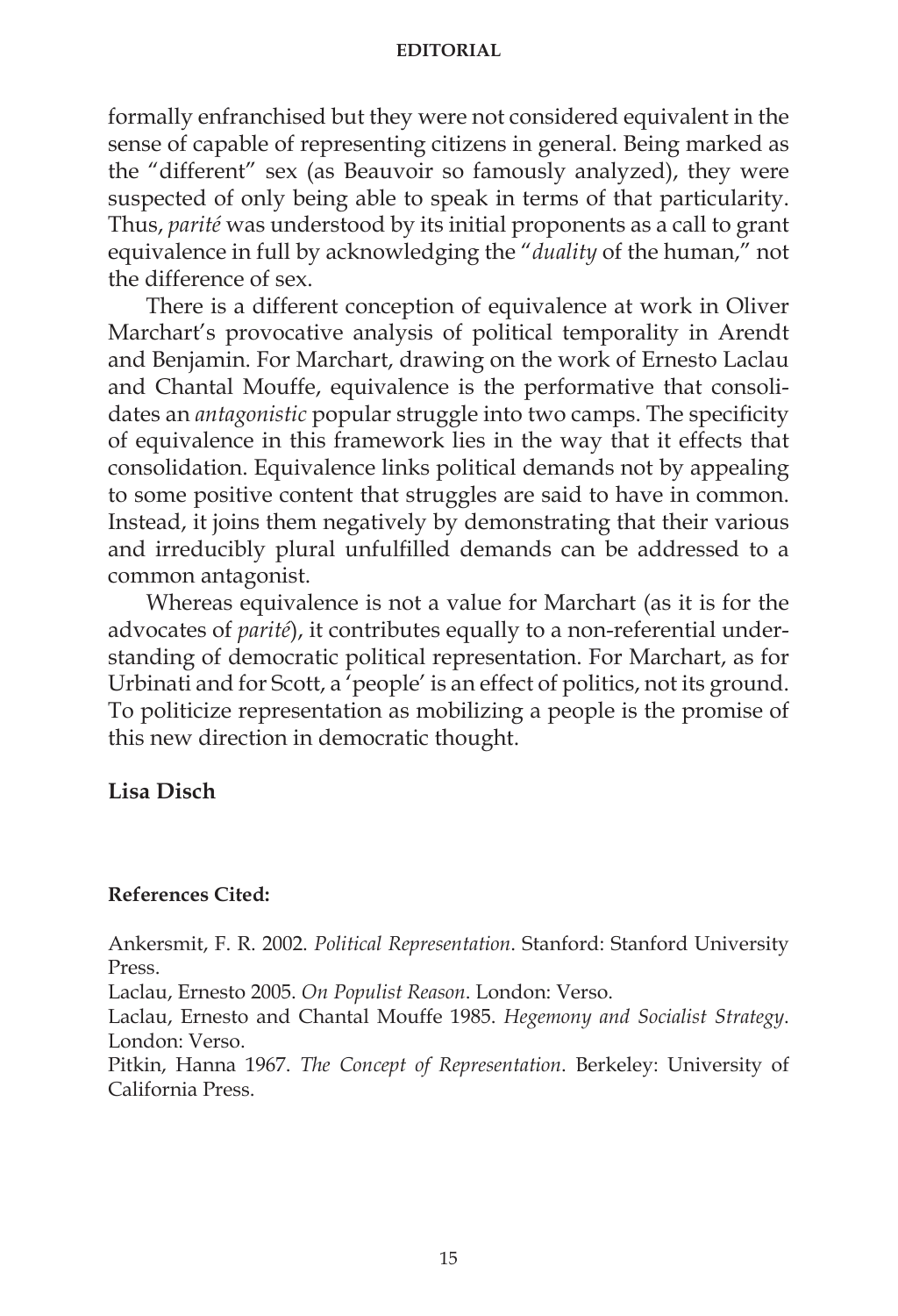formally enfranchised but they were not considered equivalent in the sense of capable of representing citizens in general. Being marked as the "different" sex (as Beauvoir so famously analyzed), they were suspected of only being able to speak in terms of that particularity. Thus, *parité* was understood by its initial proponents as a call to grant equivalence in full by acknowledging the "*duality* of the human," not the difference of sex.

There is a different conception of equivalence at work in Oliver Marchart's provocative analysis of political temporality in Arendt and Benjamin. For Marchart, drawing on the work of Ernesto Laclau and Chantal Mouffe, equivalence is the performative that consolidates an *antagonistic* popular struggle into two camps. The specificity of equivalence in this framework lies in the way that it effects that consolidation. Equivalence links political demands not by appealing to some positive content that struggles are said to have in common. Instead, it joins them negatively by demonstrating that their various and irreducibly plural unfulfilled demands can be addressed to a common antagonist.

Whereas equivalence is not a value for Marchart (as it is for the advocates of *parité*), it contributes equally to a non-referential understanding of democratic political representation. For Marchart, as for Urbinati and for Scott, a 'people' is an effect of politics, not its ground. To politicize representation as mobilizing a people is the promise of this new direction in democratic thought.

**Lisa Disch**

**References Cited:**

Ankersmit, F. R. 2002. *Political Representation*. Stanford: Stanford University Press.

Laclau, Ernesto 2005. *On Populist Reason*. London: Verso.

Laclau, Ernesto and Chantal Mouffe 1985. *Hegemony and Socialist Strategy*. London: Verso.

Pitkin, Hanna 1967. *The Concept of Representation*. Berkeley: University of California Press.